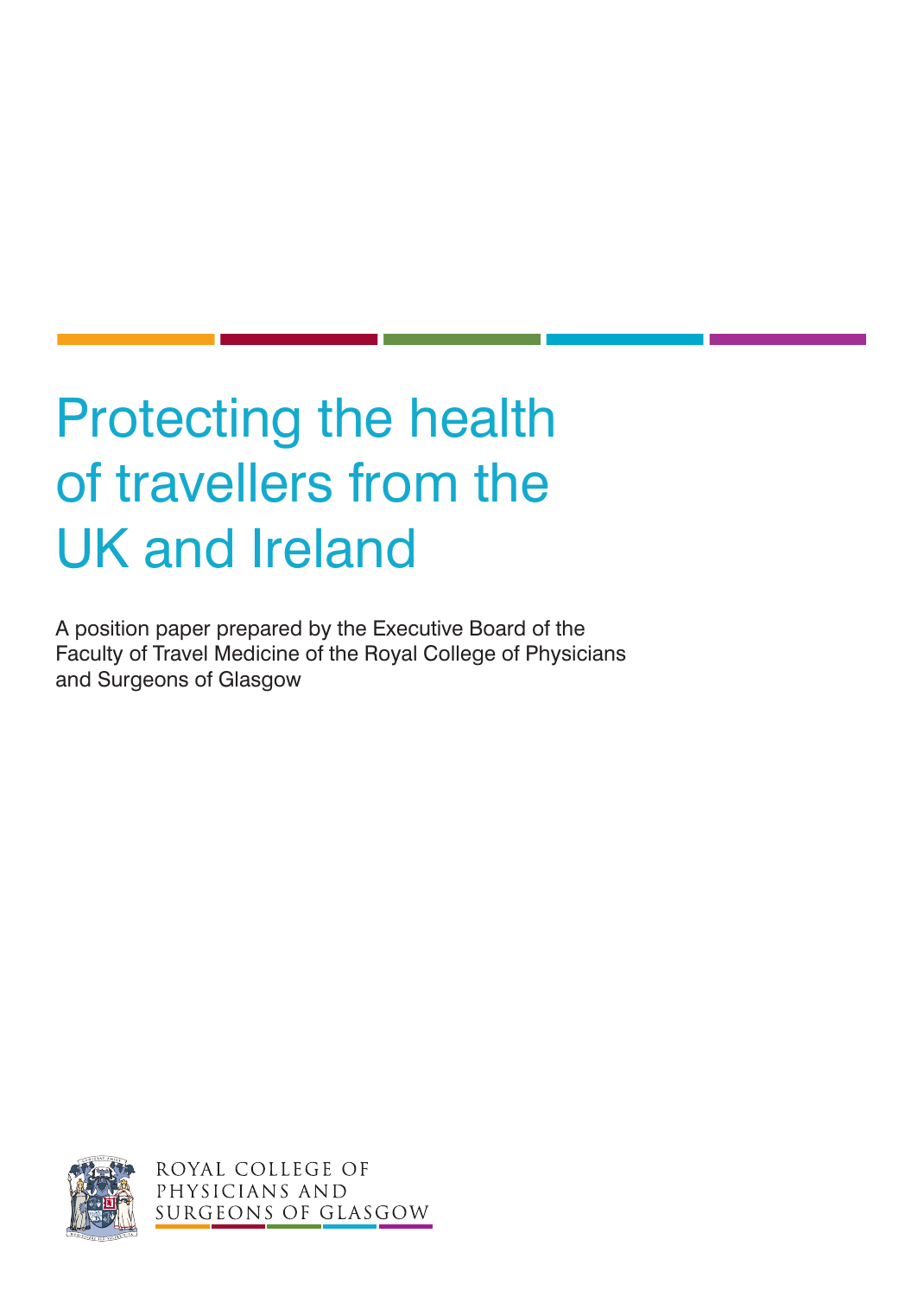# Protecting the health of travellers from the UK and Ireland

A position paper prepared by the Executive Board of the Faculty of Travel Medicine of the Royal College of Physicians and Surgeons of Glasgow

ROYAL COLLEGE OF PHYSICIANS AND SURGEONS OF GLASGOW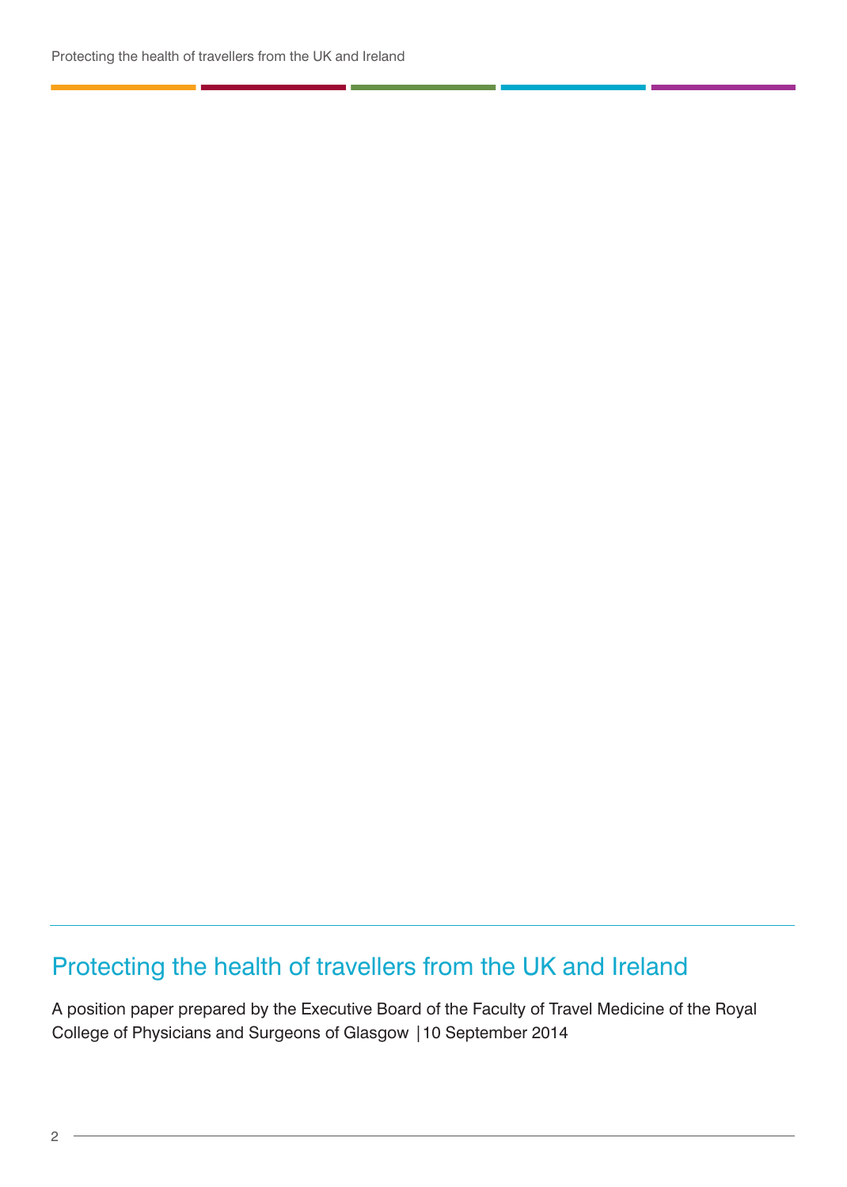## Protecting the health of travellers from the UK and Ireland

A position paper prepared by the Executive Board of the Faculty of Travel Medicine of the Royal College of Physicians and Surgeons of Glasgow | 10 September 2014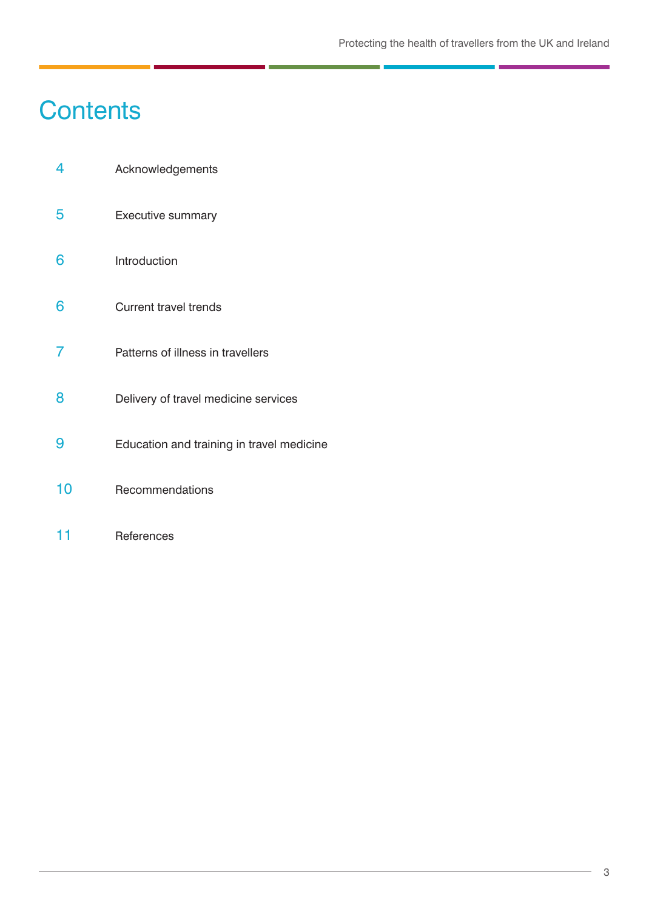# Contents

| | |
|---|---|
| 4 | Acknowledgements |
| 5 | Executive summary |
| 6 | Introduction |
| 6 | Current travel trends |
| 7 | Patterns of illness in travellers |
| 8 | Delivery of travel medicine services |
| 9 | Education and training in travel medicine |
| 10 | Recommendations |
| 11 | References |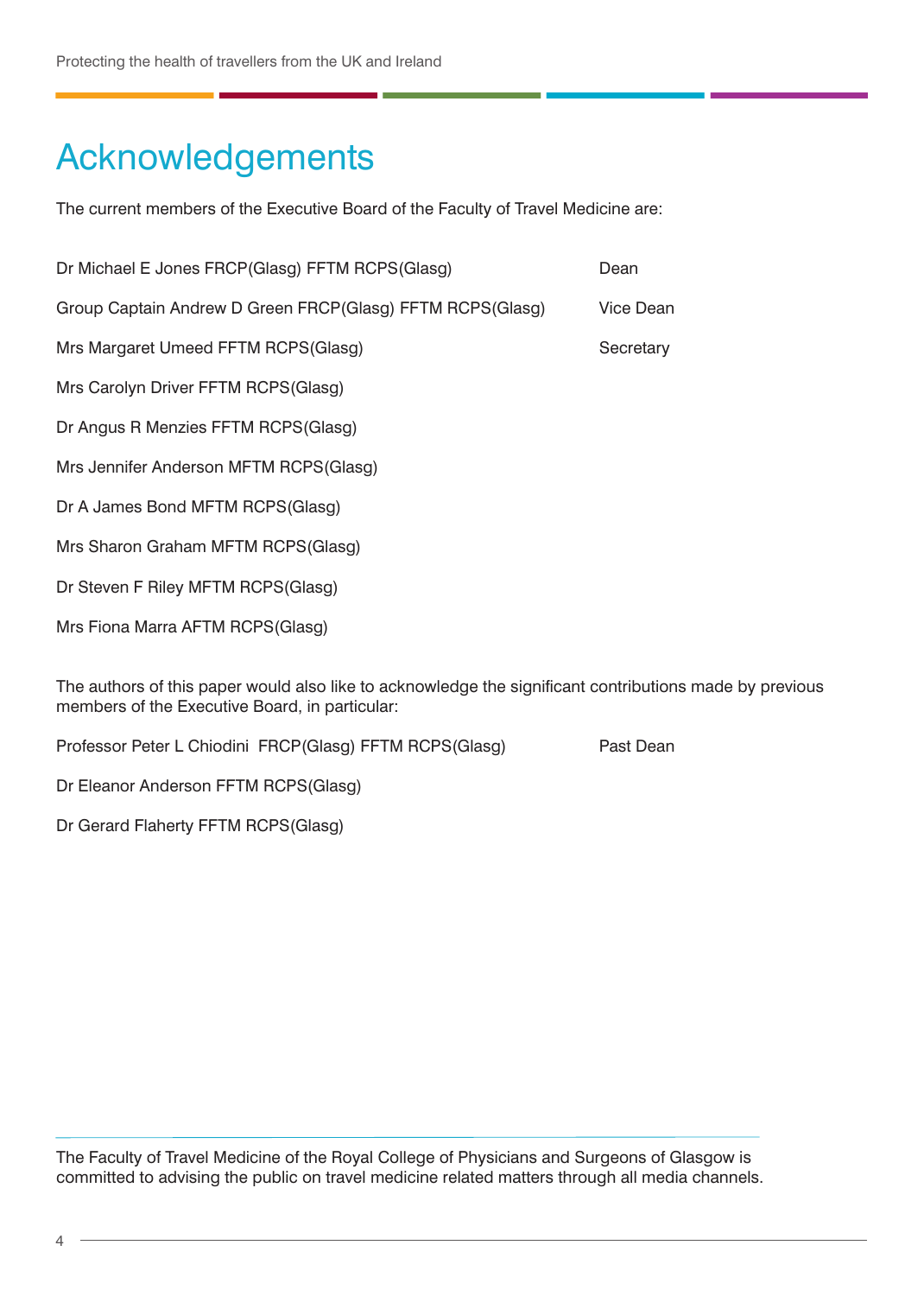# Acknowledgements

The current members of the Executive Board of the Faculty of Travel Medicine are:

| | |
|---|---|
| Dr Michael E Jones FRCP(Glasg) FFTM RCPS(Glasg) | Dean |
| Group Captain Andrew D Green FRCP(Glasg) FFTM RCPS(Glasg) | Vice Dean |
| Mrs Margaret Umeed FFTM RCPS(Glasg) | Secretary |
| Mrs Carolyn Driver FFTM RCPS(Glasg) | |
| Dr Angus R Menzies FFTM RCPS(Glasg) | |
| Mrs Jennifer Anderson MFTM RCPS(Glasg) | |
| Dr A James Bond MFTM RCPS(Glasg) | |
| Mrs Sharon Graham MFTM RCPS(Glasg) | |
| Dr Steven F Riley MFTM RCPS(Glasg) | |
| Mrs Fiona Marra AFTM RCPS(Glasg) | |

The authors of this paper would also like to acknowledge the significant contributions made by previous members of the Executive Board, in particular:

| | |
|---|---|
| Professor Peter L Chiodini FRCP(Glasg) FFTM RCPS(Glasg) | Past Dean |
| Dr Eleanor Anderson FFTM RCPS(Glasg) | |
| Dr Gerard Flaherty FFTM RCPS(Glasg) | |

The Faculty of Travel Medicine of the Royal College of Physicians and Surgeons of Glasgow is committed to advising the public on travel medicine related matters through all media channels.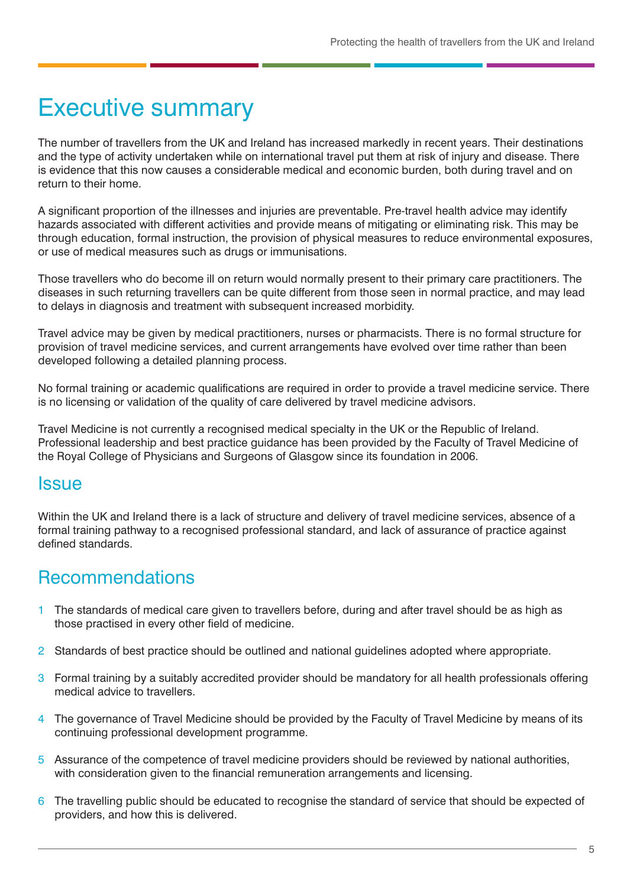# Executive summary

The number of travellers from the UK and Ireland has increased markedly in recent years. Their destinations and the type of activity undertaken while on international travel put them at risk of injury and disease. There is evidence that this now causes a considerable medical and economic burden, both during travel and on return to their home.

A significant proportion of the illnesses and injuries are preventable. Pre-travel health advice may identify hazards associated with different activities and provide means of mitigating or eliminating risk. This may be through education, formal instruction, the provision of physical measures to reduce environmental exposures, or use of medical measures such as drugs or immunisations.

Those travellers who do become ill on return would normally present to their primary care practitioners. The diseases in such returning travellers can be quite different from those seen in normal practice, and may lead to delays in diagnosis and treatment with subsequent increased morbidity.

Travel advice may be given by medical practitioners, nurses or pharmacists. There is no formal structure for provision of travel medicine services, and current arrangements have evolved over time rather than been developed following a detailed planning process.

No formal training or academic qualifications are required in order to provide a travel medicine service. There is no licensing or validation of the quality of care delivered by travel medicine advisors.

Travel Medicine is not currently a recognised medical specialty in the UK or the Republic of Ireland. Professional leadership and best practice guidance has been provided by the Faculty of Travel Medicine of the Royal College of Physicians and Surgeons of Glasgow since its foundation in 2006.

## Issue

Within the UK and Ireland there is a lack of structure and delivery of travel medicine services, absence of a formal training pathway to a recognised professional standard, and lack of assurance of practice against defined standards.

## Recommendations

1. The standards of medical care given to travellers before, during and after travel should be as high as those practised in every other field of medicine.
2. Standards of best practice should be outlined and national guidelines adopted where appropriate.
3. Formal training by a suitably accredited provider should be mandatory for all health professionals offering medical advice to travellers.
4. The governance of Travel Medicine should be provided by the Faculty of Travel Medicine by means of its continuing professional development programme.
5. Assurance of the competence of travel medicine providers should be reviewed by national authorities, with consideration given to the financial remuneration arrangements and licensing.
6. The travelling public should be educated to recognise the standard of service that should be expected of providers, and how this is delivered.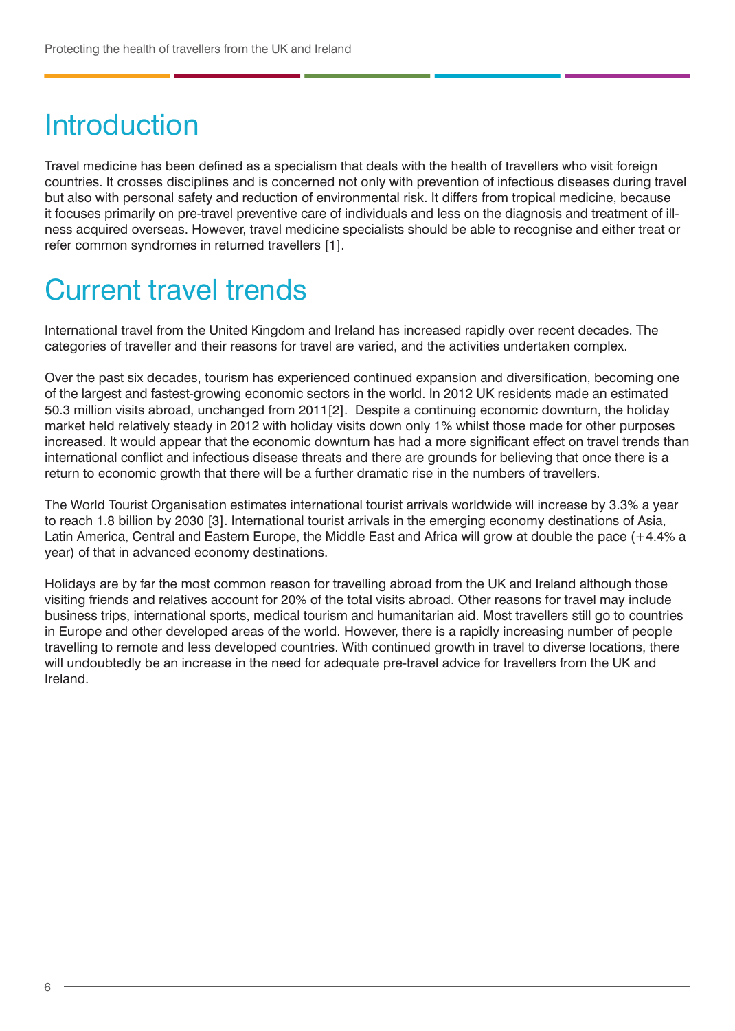# Introduction

Travel medicine has been defined as a specialism that deals with the health of travellers who visit foreign countries. It crosses disciplines and is concerned not only with prevention of infectious diseases during travel but also with personal safety and reduction of environmental risk. It differs from tropical medicine, because it focuses primarily on pre-travel preventive care of individuals and less on the diagnosis and treatment of illness acquired overseas. However, travel medicine specialists should be able to recognise and either treat or refer common syndromes in returned travellers [1].

# Current travel trends

International travel from the United Kingdom and Ireland has increased rapidly over recent decades. The categories of traveller and their reasons for travel are varied, and the activities undertaken complex.

Over the past six decades, tourism has experienced continued expansion and diversification, becoming one of the largest and fastest-growing economic sectors in the world. In 2012 UK residents made an estimated 50.3 million visits abroad, unchanged from 2011[2]. Despite a continuing economic downturn, the holiday market held relatively steady in 2012 with holiday visits down only 1% whilst those made for other purposes increased. It would appear that the economic downturn has had a more significant effect on travel trends than international conflict and infectious disease threats and there are grounds for believing that once there is a return to economic growth that there will be a further dramatic rise in the numbers of travellers.

The World Tourist Organisation estimates international tourist arrivals worldwide will increase by 3.3% a year to reach 1.8 billion by 2030 [3]. International tourist arrivals in the emerging economy destinations of Asia, Latin America, Central and Eastern Europe, the Middle East and Africa will grow at double the pace (+4.4% a year) of that in advanced economy destinations.

Holidays are by far the most common reason for travelling abroad from the UK and Ireland although those visiting friends and relatives account for 20% of the total visits abroad. Other reasons for travel may include business trips, international sports, medical tourism and humanitarian aid. Most travellers still go to countries in Europe and other developed areas of the world. However, there is a rapidly increasing number of people travelling to remote and less developed countries. With continued growth in travel to diverse locations, there will undoubtedly be an increase in the need for adequate pre-travel advice for travellers from the UK and Ireland.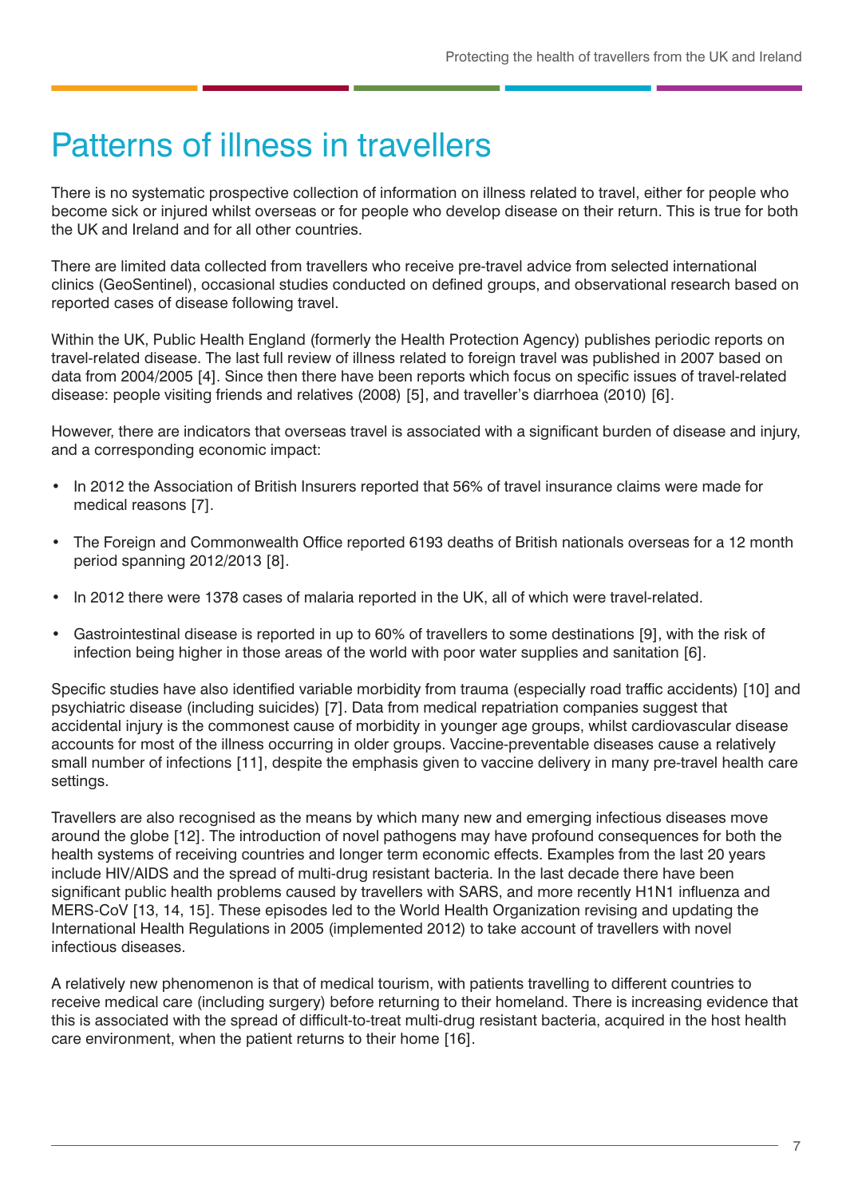# Patterns of illness in travellers

There is no systematic prospective collection of information on illness related to travel, either for people who become sick or injured whilst overseas or for people who develop disease on their return. This is true for both the UK and Ireland and for all other countries.

There are limited data collected from travellers who receive pre-travel advice from selected international clinics (GeoSentinel), occasional studies conducted on defined groups, and observational research based on reported cases of disease following travel.

Within the UK, Public Health England (formerly the Health Protection Agency) publishes periodic reports on travel-related disease. The last full review of illness related to foreign travel was published in 2007 based on data from 2004/2005 [4]. Since then there have been reports which focus on specific issues of travel-related disease: people visiting friends and relatives (2008) [5], and traveller's diarrhoea (2010) [6].

However, there are indicators that overseas travel is associated with a significant burden of disease and injury, and a corresponding economic impact:

- In 2012 the Association of British Insurers reported that 56% of travel insurance claims were made for medical reasons [7].
- The Foreign and Commonwealth Office reported 6193 deaths of British nationals overseas for a 12 month period spanning 2012/2013 [8].
- In 2012 there were 1378 cases of malaria reported in the UK, all of which were travel-related.
- Gastrointestinal disease is reported in up to 60% of travellers to some destinations [9], with the risk of infection being higher in those areas of the world with poor water supplies and sanitation [6].

Specific studies have also identified variable morbidity from trauma (especially road traffic accidents) [10] and psychiatric disease (including suicides) [7]. Data from medical repatriation companies suggest that accidental injury is the commonest cause of morbidity in younger age groups, whilst cardiovascular disease accounts for most of the illness occurring in older groups. Vaccine-preventable diseases cause a relatively small number of infections [11], despite the emphasis given to vaccine delivery in many pre-travel health care settings.

Travellers are also recognised as the means by which many new and emerging infectious diseases move around the globe [12]. The introduction of novel pathogens may have profound consequences for both the health systems of receiving countries and longer term economic effects. Examples from the last 20 years include HIV/AIDS and the spread of multi-drug resistant bacteria. In the last decade there have been significant public health problems caused by travellers with SARS, and more recently H1N1 influenza and MERS-CoV [13, 14, 15]. These episodes led to the World Health Organization revising and updating the International Health Regulations in 2005 (implemented 2012) to take account of travellers with novel infectious diseases.

A relatively new phenomenon is that of medical tourism, with patients travelling to different countries to receive medical care (including surgery) before returning to their homeland. There is increasing evidence that this is associated with the spread of difficult-to-treat multi-drug resistant bacteria, acquired in the host health care environment, when the patient returns to their home [16].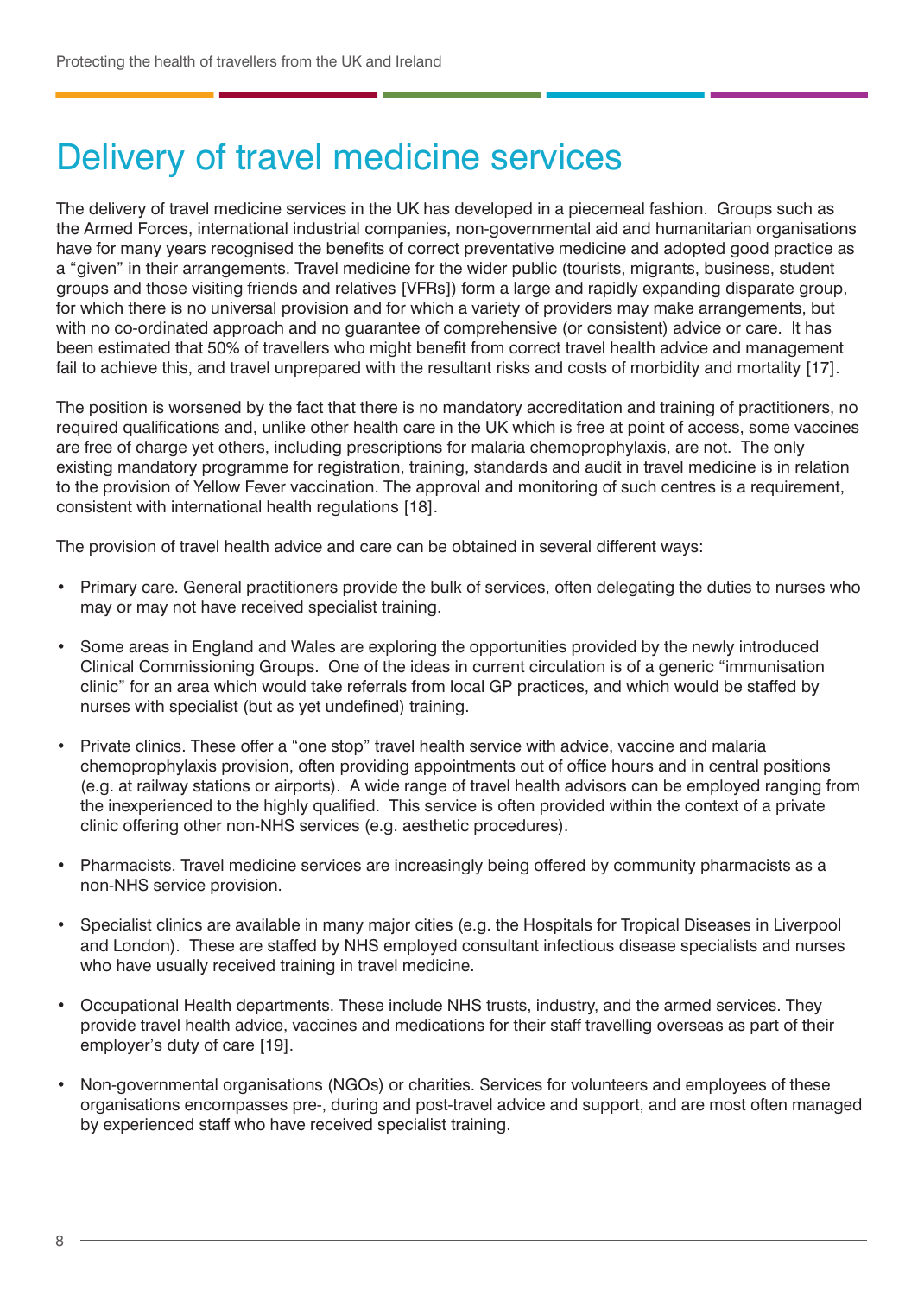# Delivery of travel medicine services

The delivery of travel medicine services in the UK has developed in a piecemeal fashion. Groups such as the Armed Forces, international industrial companies, non-governmental aid and humanitarian organisations have for many years recognised the benefits of correct preventative medicine and adopted good practice as a "given" in their arrangements. Travel medicine for the wider public (tourists, migrants, business, student groups and those visiting friends and relatives [VFRs]) form a large and rapidly expanding disparate group, for which there is no universal provision and for which a variety of providers may make arrangements, but with no co-ordinated approach and no guarantee of comprehensive (or consistent) advice or care. It has been estimated that 50% of travellers who might benefit from correct travel health advice and management fail to achieve this, and travel unprepared with the resultant risks and costs of morbidity and mortality [17].

The position is worsened by the fact that there is no mandatory accreditation and training of practitioners, no required qualifications and, unlike other health care in the UK which is free at point of access, some vaccines are free of charge yet others, including prescriptions for malaria chemoprophylaxis, are not. The only existing mandatory programme for registration, training, standards and audit in travel medicine is in relation to the provision of Yellow Fever vaccination. The approval and monitoring of such centres is a requirement, consistent with international health regulations [18].

The provision of travel health advice and care can be obtained in several different ways:

- Primary care. General practitioners provide the bulk of services, often delegating the duties to nurses who may or may not have received specialist training.
- Some areas in England and Wales are exploring the opportunities provided by the newly introduced Clinical Commissioning Groups. One of the ideas in current circulation is of a generic "immunisation clinic" for an area which would take referrals from local GP practices, and which would be staffed by nurses with specialist (but as yet undefined) training.
- Private clinics. These offer a "one stop" travel health service with advice, vaccine and malaria chemoprophylaxis provision, often providing appointments out of office hours and in central positions (e.g. at railway stations or airports). A wide range of travel health advisors can be employed ranging from the inexperienced to the highly qualified. This service is often provided within the context of a private clinic offering other non-NHS services (e.g. aesthetic procedures).
- Pharmacists. Travel medicine services are increasingly being offered by community pharmacists as a non-NHS service provision.
- Specialist clinics are available in many major cities (e.g. the Hospitals for Tropical Diseases in Liverpool and London). These are staffed by NHS employed consultant infectious disease specialists and nurses who have usually received training in travel medicine.
- Occupational Health departments. These include NHS trusts, industry, and the armed services. They provide travel health advice, vaccines and medications for their staff travelling overseas as part of their employer's duty of care [19].
- Non-governmental organisations (NGOs) or charities. Services for volunteers and employees of these organisations encompasses pre-, during and post-travel advice and support, and are most often managed by experienced staff who have received specialist training.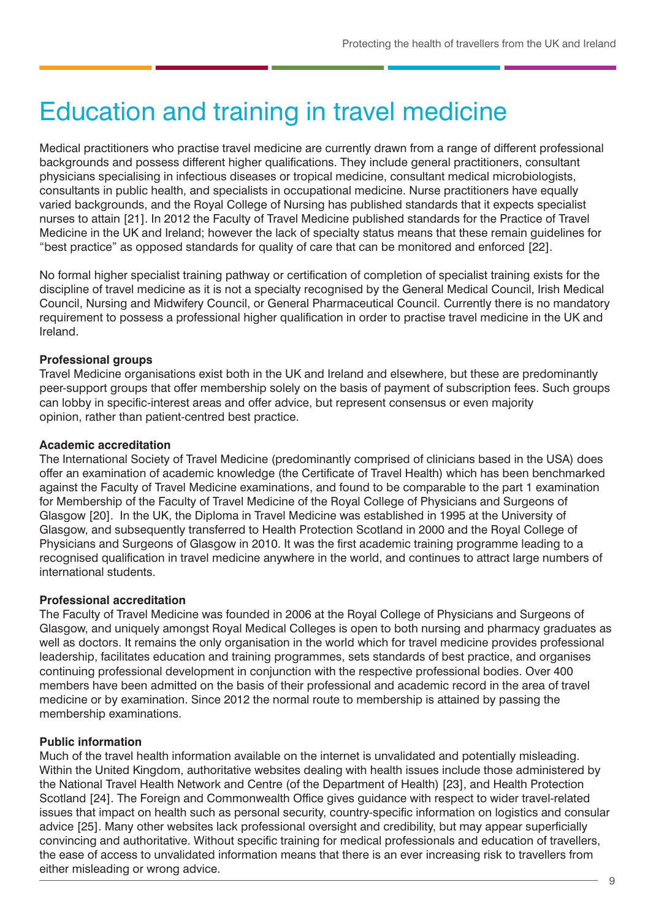# Education and training in travel medicine

Medical practitioners who practise travel medicine are currently drawn from a range of different professional backgrounds and possess different higher qualifications. They include general practitioners, consultant physicians specialising in infectious diseases or tropical medicine, consultant medical microbiologists, consultants in public health, and specialists in occupational medicine. Nurse practitioners have equally varied backgrounds, and the Royal College of Nursing has published standards that it expects specialist nurses to attain [21]. In 2012 the Faculty of Travel Medicine published standards for the Practice of Travel Medicine in the UK and Ireland; however the lack of specialty status means that these remain guidelines for "best practice" as opposed standards for quality of care that can be monitored and enforced [22].

No formal higher specialist training pathway or certification of completion of specialist training exists for the discipline of travel medicine as it is not a specialty recognised by the General Medical Council, Irish Medical Council, Nursing and Midwifery Council, or General Pharmaceutical Council. Currently there is no mandatory requirement to possess a professional higher qualification in order to practise travel medicine in the UK and Ireland.

**Professional groups**

Travel Medicine organisations exist both in the UK and Ireland and elsewhere, but these are predominantly peer-support groups that offer membership solely on the basis of payment of subscription fees. Such groups can lobby in specific-interest areas and offer advice, but represent consensus or even majority opinion, rather than patient-centred best practice.

**Academic accreditation**

The International Society of Travel Medicine (predominantly comprised of clinicians based in the USA) does offer an examination of academic knowledge (the Certificate of Travel Health) which has been benchmarked against the Faculty of Travel Medicine examinations, and found to be comparable to the part 1 examination for Membership of the Faculty of Travel Medicine of the Royal College of Physicians and Surgeons of Glasgow [20]. In the UK, the Diploma in Travel Medicine was established in 1995 at the University of Glasgow, and subsequently transferred to Health Protection Scotland in 2000 and the Royal College of Physicians and Surgeons of Glasgow in 2010. It was the first academic training programme leading to a recognised qualification in travel medicine anywhere in the world, and continues to attract large numbers of international students.

**Professional accreditation**

The Faculty of Travel Medicine was founded in 2006 at the Royal College of Physicians and Surgeons of Glasgow, and uniquely amongst Royal Medical Colleges is open to both nursing and pharmacy graduates as well as doctors. It remains the only organisation in the world which for travel medicine provides professional leadership, facilitates education and training programmes, sets standards of best practice, and organises continuing professional development in conjunction with the respective professional bodies. Over 400 members have been admitted on the basis of their professional and academic record in the area of travel medicine or by examination. Since 2012 the normal route to membership is attained by passing the membership examinations.

**Public information**

Much of the travel health information available on the internet is unvalidated and potentially misleading. Within the United Kingdom, authoritative websites dealing with health issues include those administered by the National Travel Health Network and Centre (of the Department of Health) [23], and Health Protection Scotland [24]. The Foreign and Commonwealth Office gives guidance with respect to wider travel-related issues that impact on health such as personal security, country-specific information on logistics and consular advice [25]. Many other websites lack professional oversight and credibility, but may appear superficially convincing and authoritative. Without specific training for medical professionals and education of travellers, the ease of access to unvalidated information means that there is an ever increasing risk to travellers from either misleading or wrong advice.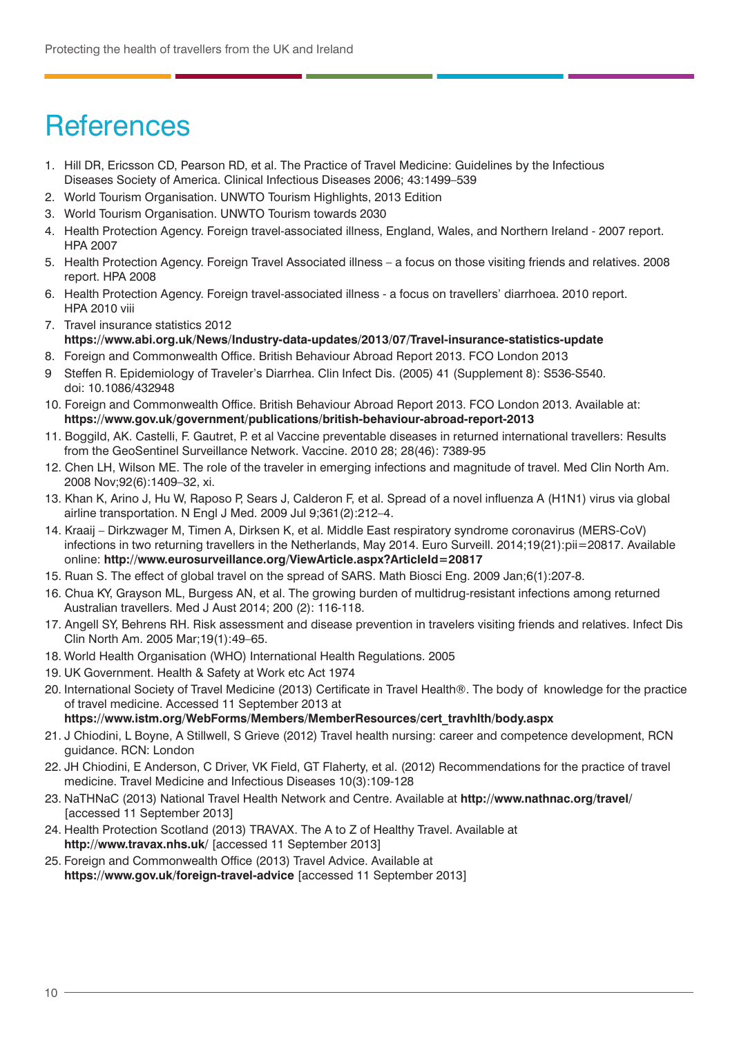# References

1. Hill DR, Ericsson CD, Pearson RD, et al. The Practice of Travel Medicine: Guidelines by the Infectious Diseases Society of America. Clinical Infectious Diseases 2006; 43:1499–539
2. World Tourism Organisation. UNWTO Tourism Highlights, 2013 Edition
3. World Tourism Organisation. UNWTO Tourism towards 2030
4. Health Protection Agency. Foreign travel-associated illness, England, Wales, and Northern Ireland - 2007 report. HPA 2007
5. Health Protection Agency. Foreign Travel Associated illness – a focus on those visiting friends and relatives. 2008 report. HPA 2008
6. Health Protection Agency. Foreign travel-associated illness - a focus on travellers' diarrhoea. 2010 report. HPA 2010 viii
7. Travel insurance statistics 2012 **https://www.abi.org.uk/News/Industry-data-updates/2013/07/Travel-insurance-statistics-update**
8. Foreign and Commonwealth Office. British Behaviour Abroad Report 2013. FCO London 2013
9. Steffen R. Epidemiology of Traveler's Diarrhea. Clin Infect Dis. (2005) 41 (Supplement 8): S536-S540. doi: 10.1086/432948
10. Foreign and Commonwealth Office. British Behaviour Abroad Report 2013. FCO London 2013. Available at: **https://www.gov.uk/government/publications/british-behaviour-abroad-report-2013**
11. Boggild, AK. Castelli, F. Gautret, P. et al Vaccine preventable diseases in returned international travellers: Results from the GeoSentinel Surveillance Network. Vaccine. 2010 28; 28(46): 7389-95
12. Chen LH, Wilson ME. The role of the traveler in emerging infections and magnitude of travel. Med Clin North Am. 2008 Nov;92(6):1409–32, xi.
13. Khan K, Arino J, Hu W, Raposo P, Sears J, Calderon F, et al. Spread of a novel influenza A (H1N1) virus via global airline transportation. N Engl J Med. 2009 Jul 9;361(2):212–4.
14. Kraaij – Dirkzwager M, Timen A, Dirksen K, et al. Middle East respiratory syndrome coronavirus (MERS-CoV) infections in two returning travellers in the Netherlands, May 2014. Euro Surveill. 2014;19(21):pii=20817. Available online: **http://www.eurosurveillance.org/ViewArticle.aspx?ArticleId=20817**
15. Ruan S. The effect of global travel on the spread of SARS. Math Biosci Eng. 2009 Jan;6(1):207-8.
16. Chua KY, Grayson ML, Burgess AN, et al. The growing burden of multidrug-resistant infections among returned Australian travellers. Med J Aust 2014; 200 (2): 116-118.
17. Angell SY, Behrens RH. Risk assessment and disease prevention in travelers visiting friends and relatives. Infect Dis Clin North Am. 2005 Mar;19(1):49–65.
18. World Health Organisation (WHO) International Health Regulations. 2005
19. UK Government. Health & Safety at Work etc Act 1974
20. International Society of Travel Medicine (2013) Certificate in Travel Health®. The body of knowledge for the practice of travel medicine. Accessed 11 September 2013 at **https://www.istm.org/WebForms/Members/MemberResources/cert_travhlth/body.aspx**
21. J Chiodini, L Boyne, A Stillwell, S Grieve (2012) Travel health nursing: career and competence development, RCN guidance. RCN: London
22. JH Chiodini, E Anderson, C Driver, VK Field, GT Flaherty, et al. (2012) Recommendations for the practice of travel medicine. Travel Medicine and Infectious Diseases 10(3):109-128
23. NaTHNaC (2013) National Travel Health Network and Centre. Available at **http://www.nathnac.org/travel/** [accessed 11 September 2013]
24. Health Protection Scotland (2013) TRAVAX. The A to Z of Healthy Travel. Available at **http://www.travax.nhs.uk/** [accessed 11 September 2013]
25. Foreign and Commonwealth Office (2013) Travel Advice. Available at **https://www.gov.uk/foreign-travel-advice** [accessed 11 September 2013]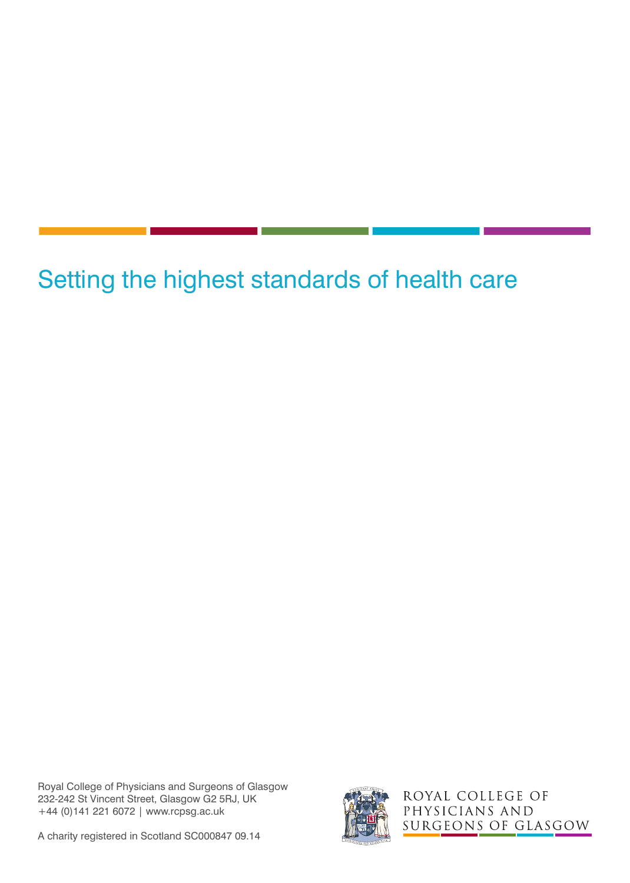Setting the highest standards of health care

Royal College of Physicians and Surgeons of Glasgow
232-242 St Vincent Street, Glasgow G2 5RJ, UK
+44 (0)141 221 6072 | www.rcpsg.ac.uk

A charity registered in Scotland SC000847 09.14

ROYAL COLLEGE OF
PHYSICIANS AND
SURGEONS OF GLASGOW